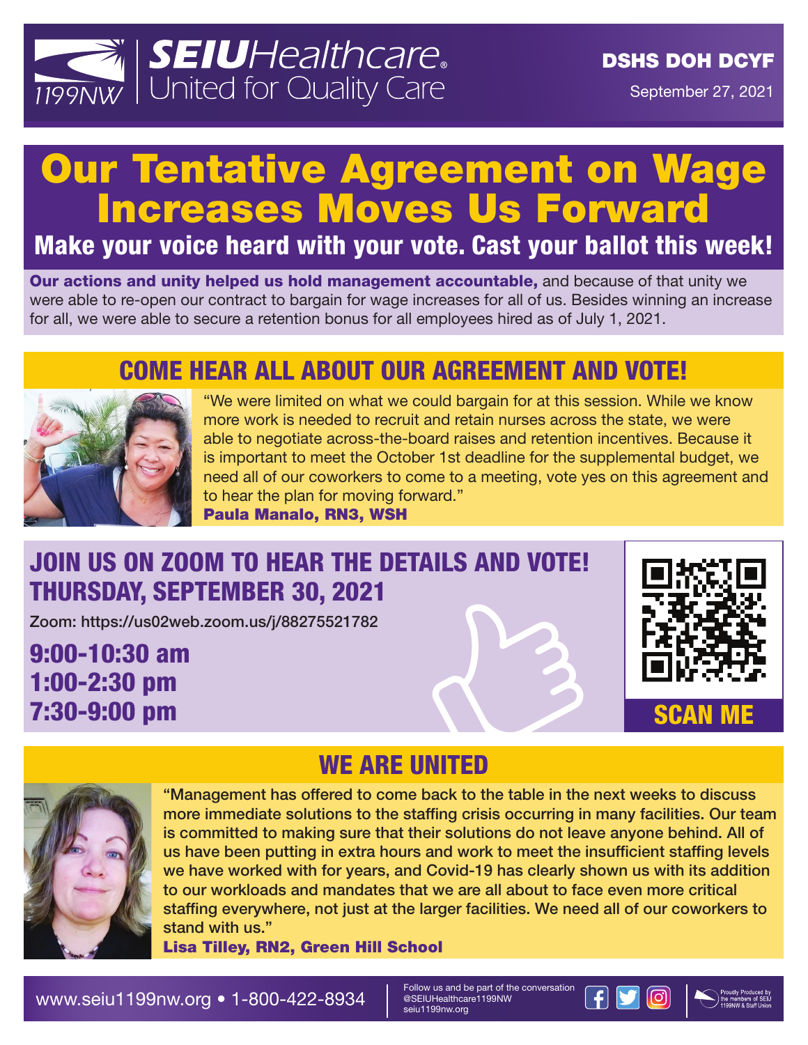**SEIU**Healthcare. 1199NW | United for Quality Care

**DSHS DOH DCYF**

September 27, 2021

# Our Tentative Agreement on Wage Increases Moves Us Forward

## Make your voice heard with your vote. Cast your ballot this week!

**Our actions and unity helped us hold management accountable,** and because of that unity we were able to re-open our contract to bargain for wage increases for all of us. Besides winning an increase for all, we were able to secure a retention bonus for all employees hired as of July 1, 2021.

## COME HEAR ALL ABOUT OUR AGREEMENT AND VOTE!

"We were limited on what we could bargain for at this session. While we know more work is needed to recruit and retain nurses across the state, we were able to negotiate across-the-board raises and retention incentives. Because it is important to meet the October 1st deadline for the supplemental budget, we need all of our coworkers to come to a meeting, vote yes on this agreement and to hear the plan for moving forward."

**Paula Manalo, RN3, WSH**

## JOIN US ON ZOOM TO HEAR THE DETAILS AND VOTE! THURSDAY, SEPTEMBER 30, 2021

Zoom: https://us02web.zoom.us/j/88275521782

**9:00-10:30 am**
**1:00-2:30 pm**
**7:30-9:00 pm**

**SCAN ME**

## WE ARE UNITED

"Management has offered to come back to the table in the next weeks to discuss more immediate solutions to the staffing crisis occurring in many facilities. Our team is committed to making sure that their solutions do not leave anyone behind. All of us have been putting in extra hours and work to meet the insufficient staffing levels we have worked with for years, and Covid-19 has clearly shown us with its addition to our workloads and mandates that we are all about to face even more critical staffing everywhere, not just at the larger facilities. We need all of our coworkers to stand with us."

**Lisa Tilley, RN2, Green Hill School**

www.seiu1199nw.org • 1-800-422-8934

Follow us and be part of the conversation
@SEIUHealthcare1199NW
seiu1199nw.org

Proudly Produced by the members of SEIU 1199NW & Staff Union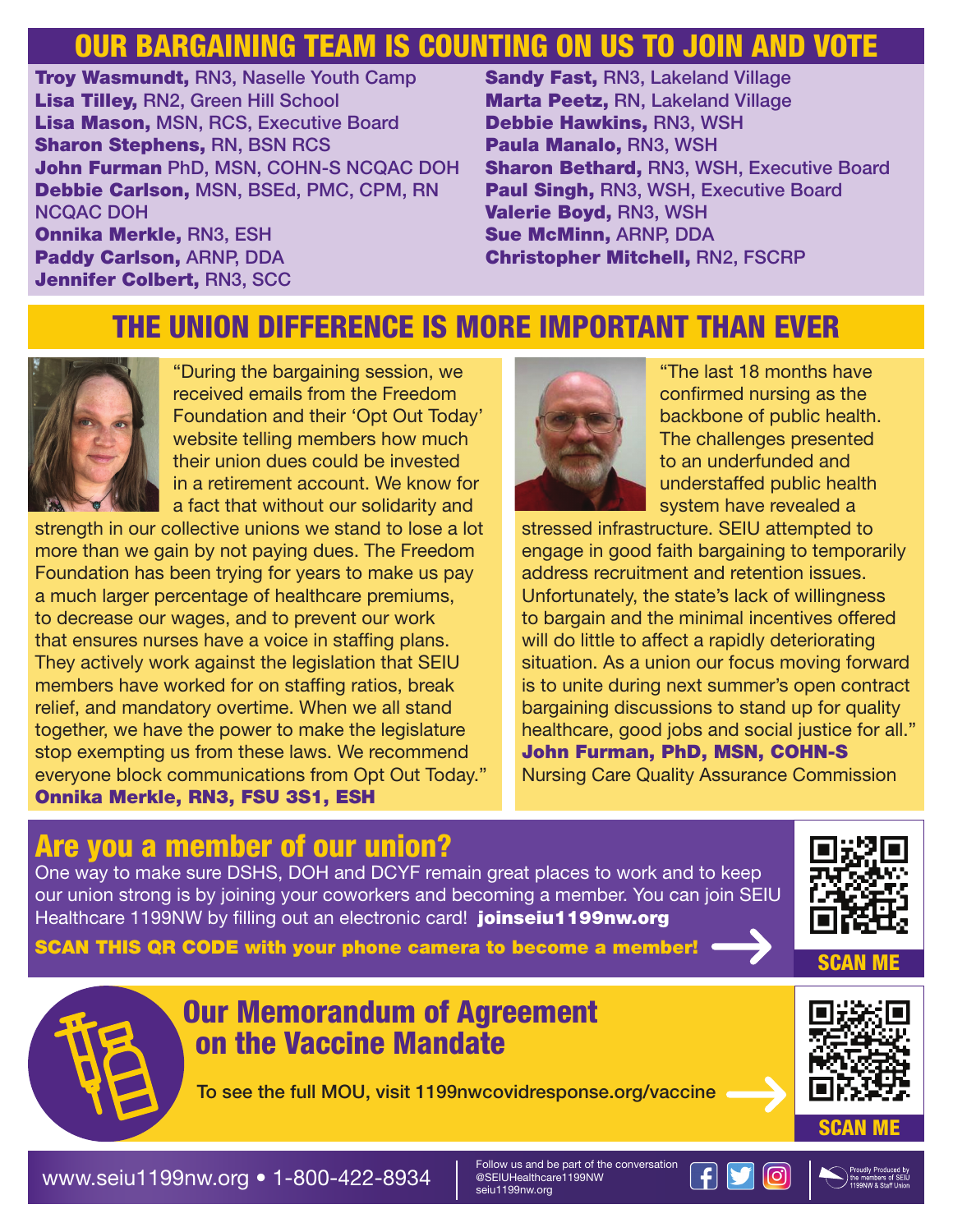## OUR BARGAINING TEAM IS COUNTING ON US TO JOIN AND VOTE

**Troy Wasmundt,** RN3, Naselle Youth Camp
**Lisa Tilley,** RN2, Green Hill School
**Lisa Mason,** MSN, RCS, Executive Board
**Sharon Stephens,** RN, BSN RCS
**John Furman** PhD, MSN, COHN-S NCQAC DOH
**Debbie Carlson,** MSN, BSEd, PMC, CPM, RN NCQAC DOH
**Onnika Merkle,** RN3, ESH
**Paddy Carlson,** ARNP, DDA
**Jennifer Colbert,** RN3, SCC
**Sandy Fast,** RN3, Lakeland Village
**Marta Peetz,** RN, Lakeland Village
**Debbie Hawkins,** RN3, WSH
**Paula Manalo,** RN3, WSH
**Sharon Bethard,** RN3, WSH, Executive Board
**Paul Singh,** RN3, WSH, Executive Board
**Valerie Boyd,** RN3, WSH
**Sue McMinn,** ARNP, DDA
**Christopher Mitchell,** RN2, FSCRP

## THE UNION DIFFERENCE IS MORE IMPORTANT THAN EVER

"During the bargaining session, we received emails from the Freedom Foundation and their 'Opt Out Today' website telling members how much their union dues could be invested in a retirement account. We know for a fact that without our solidarity and strength in our collective unions we stand to lose a lot more than we gain by not paying dues. The Freedom Foundation has been trying for years to make us pay a much larger percentage of healthcare premiums, to decrease our wages, and to prevent our work that ensures nurses have a voice in staffing plans. They actively work against the legislation that SEIU members have worked for on staffing ratios, break relief, and mandatory overtime. When we all stand together, we have the power to make the legislature stop exempting us from these laws. We recommend everyone block communications from Opt Out Today."
**Onnika Merkle, RN3, FSU 3S1, ESH**

"The last 18 months have confirmed nursing as the backbone of public health. The challenges presented to an underfunded and understaffed public health system have revealed a stressed infrastructure. SEIU attempted to engage in good faith bargaining to temporarily address recruitment and retention issues. Unfortunately, the state's lack of willingness to bargain and the minimal incentives offered will do little to affect a rapidly deteriorating situation. As a union our focus moving forward is to unite during next summer's open contract bargaining discussions to stand up for quality healthcare, good jobs and social justice for all."
**John Furman, PhD, MSN, COHN-S**
Nursing Care Quality Assurance Commission

## Are you a member of our union?

One way to make sure DSHS, DOH and DCYF remain great places to work and to keep our union strong is by joining your coworkers and becoming a member. You can join SEIU Healthcare 1199NW by filling out an electronic card! **joinseiu1199nw.org**

**SCAN THIS QR CODE with your phone camera to become a member!**

SCAN ME

## Our Memorandum of Agreement on the Vaccine Mandate

To see the full MOU, visit 1199nwcovidresponse.org/vaccine

SCAN ME

www.seiu1199nw.org • 1-800-422-8934

Follow us and be part of the conversation
@SEIUHealthcare1199NW
seiu1199nw.org

Proudly Produced by the members of SEIU 1199NW & Staff Union